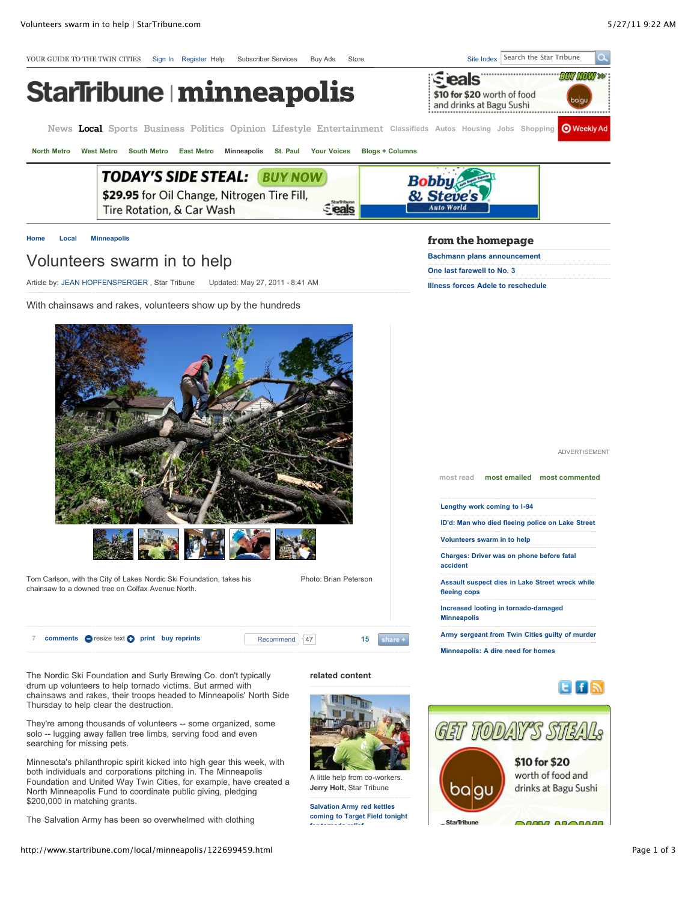Home | Local | Minneapolis

# Volunteers swarm in to help

Article by: JEAN HOPFENSPERGER , Star Tribune    Updated: May 27, 2011 - 8:41 AM

With chainsaws and rakes, volunteers show up by the hundreds

Tom Carlson, with the City of Lakes Nordic Ski Foiundation, takes his chainsaw to a downed tree on Colfax Avenue North.

Photo: Brian Peterson

The Nordic Ski Foundation and Surly Brewing Co. don't typically drum up volunteers to help tornado victims. But armed with chainsaws and rakes, their troops headed to Minneapolis' North Side Thursday to help clear the destruction.

They're among thousands of volunteers -- some organized, some solo -- lugging away fallen tree limbs, serving food and even searching for missing pets.

Minnesota's philanthropic spirit kicked into high gear this week, with both individuals and corporations pitching in. The Minneapolis Foundation and United Way Twin Cities, for example, have created a North Minneapolis Fund to coordinate public giving, pledging $200,000 in matching grants.

The Salvation Army has been so overwhelmed with clothing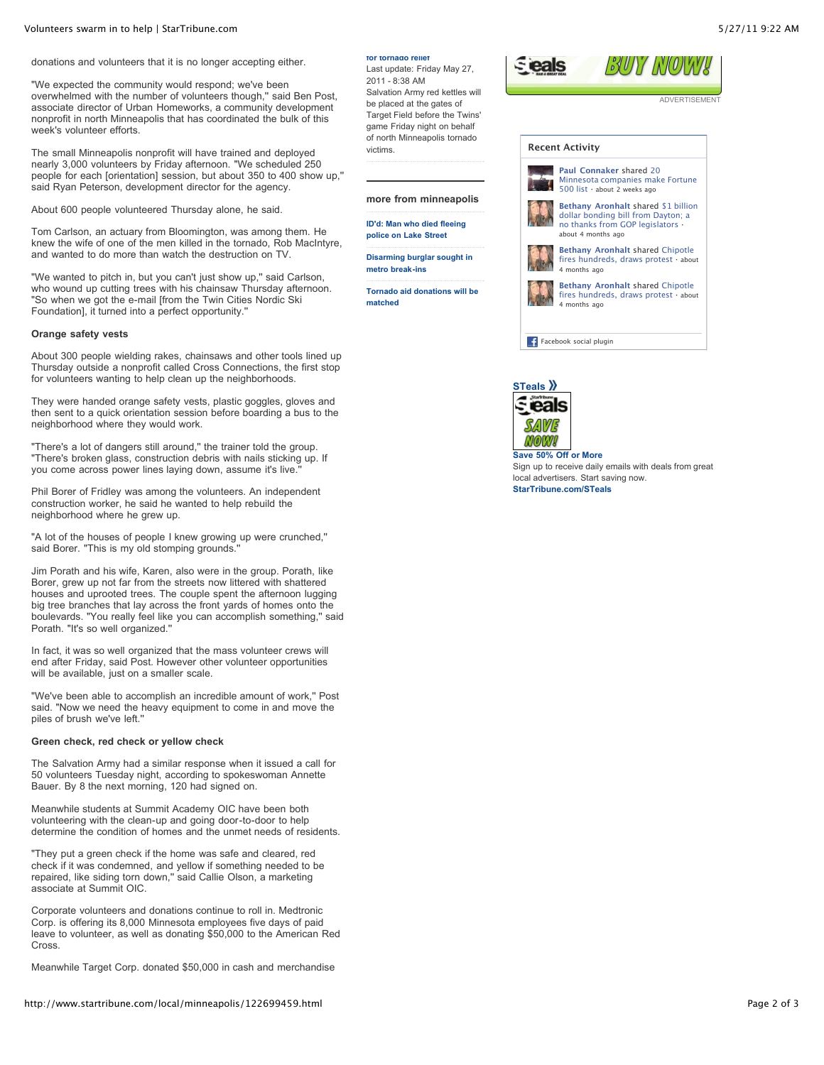donations and volunteers that it is no longer accepting either.

"We expected the community would respond; we've been overwhelmed with the number of volunteers though," said Ben Post, associate director of Urban Homeworks, a community development nonprofit in north Minneapolis that has coordinated the bulk of this week's volunteer efforts.

The small Minneapolis nonprofit will have trained and deployed nearly 3,000 volunteers by Friday afternoon. "We scheduled 250 people for each [orientation] session, but about 350 to 400 show up," said Ryan Peterson, development director for the agency.

About 600 people volunteered Thursday alone, he said.

Tom Carlson, an actuary from Bloomington, was among them. He knew the wife of one of the men killed in the tornado, Rob MacIntyre, and wanted to do more than watch the destruction on TV.

"We wanted to pitch in, but you can't just show up," said Carlson, who wound up cutting trees with his chainsaw Thursday afternoon. "So when we got the e-mail [from the Twin Cities Nordic Ski Foundation], it turned into a perfect opportunity."

**Orange safety vests**

About 300 people wielding rakes, chainsaws and other tools lined up Thursday outside a nonprofit called Cross Connections, the first stop for volunteers wanting to help clean up the neighborhoods.

They were handed orange safety vests, plastic goggles, gloves and then sent to a quick orientation session before boarding a bus to the neighborhood where they would work.

"There's a lot of dangers still around," the trainer told the group. "There's broken glass, construction debris with nails sticking up. If you come across power lines laying down, assume it's live."

Phil Borer of Fridley was among the volunteers. An independent construction worker, he said he wanted to help rebuild the neighborhood where he grew up.

"A lot of the houses of people I knew growing up were crunched," said Borer. "This is my old stomping grounds."

Jim Porath and his wife, Karen, also were in the group. Porath, like Borer, grew up not far from the streets now littered with shattered houses and uprooted trees. The couple spent the afternoon lugging big tree branches that lay across the front yards of homes onto the boulevards. "You really feel like you can accomplish something," said Porath. "It's so well organized."

In fact, it was so well organized that the mass volunteer crews will end after Friday, said Post. However other volunteer opportunities will be available, just on a smaller scale.

"We've been able to accomplish an incredible amount of work," Post said. "Now we need the heavy equipment to come in and move the piles of brush we've left."

**Green check, red check or yellow check**

The Salvation Army had a similar response when it issued a call for 50 volunteers Tuesday night, according to spokeswoman Annette Bauer. By 8 the next morning, 120 had signed on.

Meanwhile students at Summit Academy OIC have been both volunteering with the clean-up and going door-to-door to help determine the condition of homes and the unmet needs of residents.

"They put a green check if the home was safe and cleared, red check if it was condemned, and yellow if something needed to be repaired, like siding torn down," said Callie Olson, a marketing associate at Summit OIC.

Corporate volunteers and donations continue to roll in. Medtronic Corp. is offering its 8,000 Minnesota employees five days of paid leave to volunteer, as well as donating $50,000 to the American Red Cross.

Meanwhile Target Corp. donated $50,000 in cash and merchandise

**for tornado relief**

Last update: Friday May 27, 2011 - 8:38 AM

Salvation Army red kettles will be placed at the gates of Target Field before the Twins' game Friday night on behalf of north Minneapolis tornado victims.

**more from minneapolis**

**ID'd: Man who died fleeing police on Lake Street**

**Disarming burglar sought in metro break-ins**

**Tornado aid donations will be matched**

ADVERTISEMENT

**Recent Activity**

**Paul Connaker** shared 20 Minnesota companies make Fortune 500 list · about 2 weeks ago

**Bethany Aronhalt** shared $1 billion dollar bonding bill from Dayton; a no thanks from GOP legislators · about 4 months ago

**Bethany Aronhalt** shared Chipotle fires hundreds, draws protest · about 4 months ago

**Bethany Aronhalt** shared Chipotle fires hundreds, draws protest · about 4 months ago

Facebook social plugin

**STeals »**

**Save 50% Off or More**

Sign up to receive daily emails with deals from great local advertisers. Start saving now.

**StarTribune.com/STeals**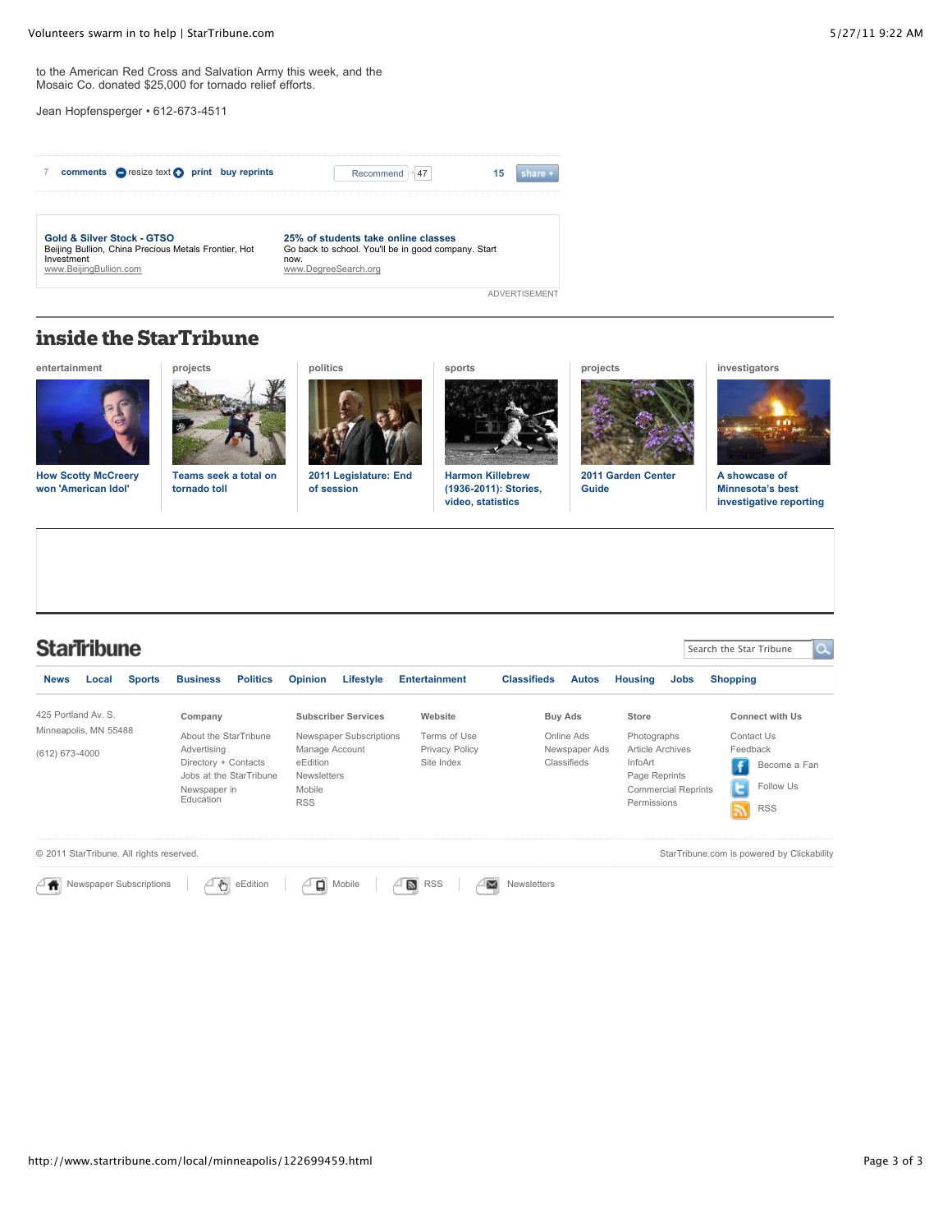to the American Red Cross and Salvation Army this week, and the Mosaic Co. donated $25,000 for tornado relief efforts.

Jean Hopfensperger • 612-673-4511

7 comments resize text print buy reprints Recommend 47 15 share +

**Gold & Silver Stock - GTSO**
Beijing Bullion, China Precious Metals Frontier, Hot Investment
www.BeijingBullion.com

**25% of students take online classes**
Go back to school. You'll be in good company. Start now.
www.DegreeSearch.org

ADVERTISEMENT

## inside the StarTribune

entertainment
**How Scotty McCreery won 'American Idol'**

projects
**Teams seek a total on tornado toll**

politics
**2011 Legislature: End of session**

sports
**Harmon Killebrew (1936-2011): Stories, video, statistics**

projects
**2011 Garden Center Guide**

investigators
**A showcase of Minnesota's best investigative reporting**

**StarTribune**

Search the Star Tribune

News | Local | Sports | Business | Politics | Opinion | Lifestyle | Entertainment | Classifieds | Autos | Housing | Jobs | Shopping

425 Portland Av. S.
Minneapolis, MN 55488

(612) 673-4000

**Company**
About the StarTribune
Advertising
Directory + Contacts
Jobs at the StarTribune
Newspaper in Education

**Subscriber Services**
Newspaper Subscriptions
Manage Account
eEdition
Newsletters
Mobile
RSS

**Website**
Terms of Use
Privacy Policy
Site Index

**Buy Ads**
Online Ads
Newspaper Ads
Classifieds

**Store**
Photographs
Article Archives
InfoArt
Page Reprints
Commercial Reprints
Permissions

**Connect with Us**
Contact Us
Feedback
Become a Fan
Follow Us
RSS

© 2011 StarTribune. All rights reserved.

StarTribune.com is powered by Clickability

Newspaper Subscriptions | eEdition | Mobile | RSS | Newsletters